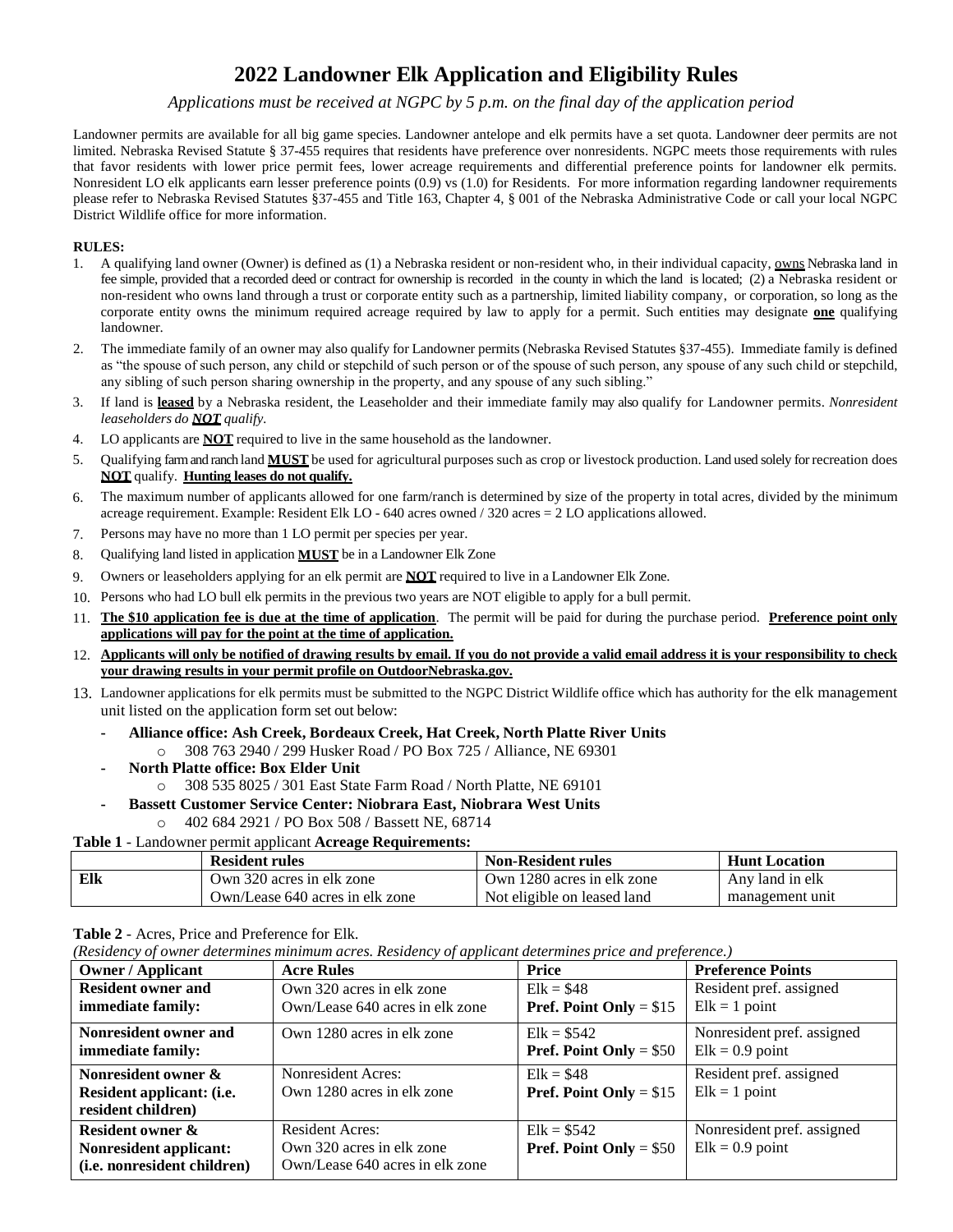# 2022 Landowner Elk Application and Eligibility Rules

*Applications must be received at NGPC by 5 p.m. on the final day of the application period*

Landowner permits are available for all big game species. Landowner antelope and elk permits have a set quota. Landowner deer permits are not limited. Nebraska Revised Statute § 37-455 requires that residents have preference over nonresidents. NGPC meets those requirements with rules that favor residents with lower price permit fees, lower acreage requirements and differential preference points for landowner elk permits. Nonresident LO elk applicants earn lesser preference points (0.9) vs (1.0) for Residents. For more information regarding landowner requirements please refer to Nebraska Revised Statutes §37-455 and Title 163, Chapter 4, § 001 of the Nebraska Administrative Code or call your local NGPC District Wildlife office for more information.

**RULES:**

1. A qualifying land owner (Owner) is defined as (1) a Nebraska resident or non-resident who, in their individual capacity, owns Nebraska land in fee simple, provided that a recorded deed or contract for ownership is recorded in the county in which the land is located; (2) a Nebraska resident or non-resident who owns land through a trust or corporate entity such as a partnership, limited liability company, or corporation, so long as the corporate entity owns the minimum required acreage required by law to apply for a permit. Such entities may designate **one** qualifying landowner.
2. The immediate family of an owner may also qualify for Landowner permits (Nebraska Revised Statutes §37-455). Immediate family is defined as "the spouse of such person, any child or stepchild of such person or of the spouse of such person, any spouse of any such child or stepchild, any sibling of such person sharing ownership in the property, and any spouse of any such sibling."
3. If land is **leased** by a Nebraska resident, the Leaseholder and their immediate family may also qualify for Landowner permits. *Nonresident leaseholders do **NOT** qualify.*
4. LO applicants are **NOT** required to live in the same household as the landowner.
5. Qualifying farm and ranch land **MUST** be used for agricultural purposes such as crop or livestock production. Land used solely for recreation does **NOT** qualify. **Hunting leases do not qualify.**
6. The maximum number of applicants allowed for one farm/ranch is determined by size of the property in total acres, divided by the minimum acreage requirement. Example: Resident Elk LO - 640 acres owned / 320 acres = 2 LO applications allowed.
7. Persons may have no more than 1 LO permit per species per year.
8. Qualifying land listed in application **MUST** be in a Landowner Elk Zone
9. Owners or leaseholders applying for an elk permit are **NOT** required to live in a Landowner Elk Zone.
10. Persons who had LO bull elk permits in the previous two years are NOT eligible to apply for a bull permit.
11. **The $10 application fee is due at the time of application**. The permit will be paid for during the purchase period. **Preference point only applications will pay for the point at the time of application.**
12. **Applicants will only be notified of drawing results by email. If you do not provide a valid email address it is your responsibility to check your drawing results in your permit profile on OutdoorNebraska.gov.**
13. Landowner applications for elk permits must be submitted to the NGPC District Wildlife office which has authority for the elk management unit listed on the application form set out below:
    - **Alliance office: Ash Creek, Bordeaux Creek, Hat Creek, North Platte River Units**
        - 308 763 2940 / 299 Husker Road / PO Box 725 / Alliance, NE 69301
    - **North Platte office: Box Elder Unit**
        - 308 535 8025 / 301 East State Farm Road / North Platte, NE 69101
    - **Bassett Customer Service Center: Niobrara East, Niobrara West Units**
        - 402 684 2921 / PO Box 508 / Bassett NE, 68714

**Table 1** - Landowner permit applicant **Acreage Requirements:**

| | Resident rules | Non-Resident rules | Hunt Location |
|---|---|---|---|
| **Elk** | Own 320 acres in elk zone<br>Own/Lease 640 acres in elk zone | Own 1280 acres in elk zone<br>Not eligible on leased land | Any land in elk management unit |

**Table 2** - Acres, Price and Preference for Elk.

*(Residency of owner determines minimum acres. Residency of applicant determines price and preference.)*

| Owner / Applicant | Acre Rules | Price | Preference Points |
|---|---|---|---|
| **Resident owner and immediate family:** | Own 320 acres in elk zone<br>Own/Lease 640 acres in elk zone | Elk = $48<br>**Pref. Point Only** = $15 | Resident pref. assigned<br>Elk = 1 point |
| **Nonresident owner and immediate family:** | Own 1280 acres in elk zone | Elk = $542<br>**Pref. Point Only** = $50 | Nonresident pref. assigned<br>Elk = 0.9 point |
| **Nonresident owner & Resident applicant: (i.e. resident children)** | Nonresident Acres:<br>Own 1280 acres in elk zone | Elk = $48<br>**Pref. Point Only** = $15 | Resident pref. assigned<br>Elk = 1 point |
| **Resident owner & Nonresident applicant: (i.e. nonresident children)** | Resident Acres:<br>Own 320 acres in elk zone<br>Own/Lease 640 acres in elk zone | Elk = $542<br>**Pref. Point Only** = $50 | Nonresident pref. assigned<br>Elk = 0.9 point |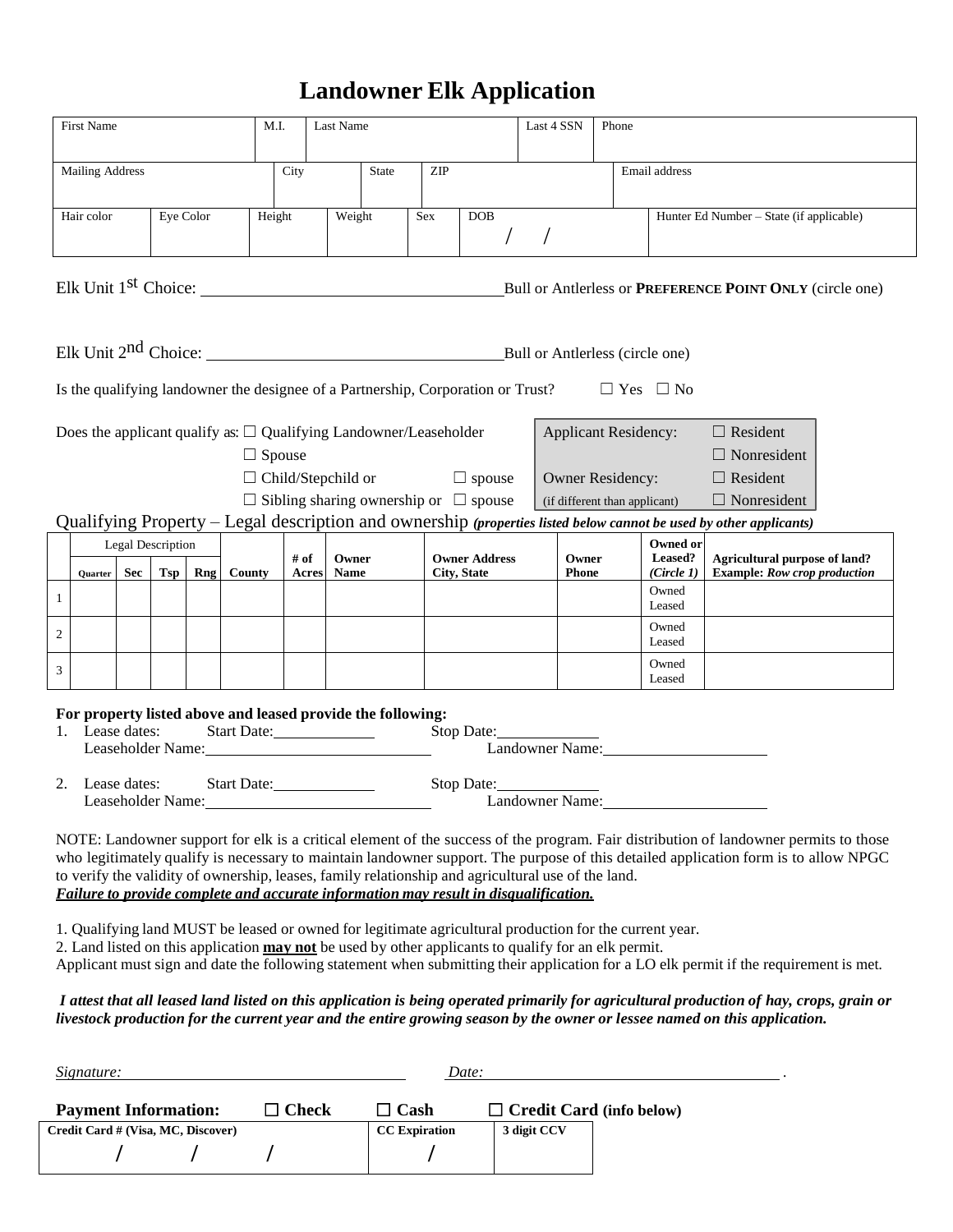# Landowner Elk Application

| First Name | | | M.I. | Last Name | Last 4 SSN | Phone |
|---|---|---|---|---|---|---|
| | | | | | | |

| Mailing Address | City | State | ZIP | Email address |
|---|---|---|---|---|
| | | | | |

| Hair color | Eye Color | Height | Weight | Sex | DOB | Hunter Ed Number – State (if applicable) |
|---|---|---|---|---|---|---|
| | | | | | / / | |

Elk Unit 1st Choice: ______________________________ Bull or Antlerless or **PREFERENCE POINT ONLY** (circle one)

Elk Unit 2nd Choice: ______________________________ Bull or Antlerless (circle one)

Is the qualifying landowner the designee of a Partnership, Corporation or Trust? ☐ Yes ☐ No

Does the applicant qualify as: ☐ Qualifying Landowner/Leaseholder
☐ Spouse
☐ Child/Stepchild or ☐ spouse
☐ Sibling sharing ownership or ☐ spouse

| | |
|---|---|
| Applicant Residency: | ☐ Resident<br>☐ Nonresident |
| Owner Residency:<br>(if different than applicant) | ☐ Resident<br>☐ Nonresident |

Qualifying Property – Legal description and ownership ***(properties listed below cannot be used by other applicants)***

| | Legal Description | | | | | | | | | | |
|---|---|---|---|---|---|---|---|---|---|---|---|
| | **Quarter** | **Sec** | **Tsp** | **Rng** | **County** | **# of Acres** | **Owner Name** | **Owner Address City, State** | **Owner Phone** | **Owned or Leased? *(Circle 1)*** | **Agricultural purpose of land? Example: *Row crop production*** |
| 1 | | | | | | | | | | Owned Leased | |
| 2 | | | | | | | | | | Owned Leased | |
| 3 | | | | | | | | | | Owned Leased | |

**For property listed above and leased provide the following:**

1. Lease dates: Start Date:____________ Stop Date:____________
   Leaseholder Name:__________________________ Landowner Name:____________________

2. Lease dates: Start Date:____________ Stop Date:____________
   Leaseholder Name:__________________________ Landowner Name:____________________

NOTE: Landowner support for elk is a critical element of the success of the program. Fair distribution of landowner permits to those who legitimately qualify is necessary to maintain landowner support. The purpose of this detailed application form is to allow NPGC to verify the validity of ownership, leases, family relationship and agricultural use of the land.
***Failure to provide complete and accurate information may result in disqualification.***

1. Qualifying land MUST be leased or owned for legitimate agricultural production for the current year.
2. Land listed on this application **may not** be used by other applicants to qualify for an elk permit.

Applicant must sign and date the following statement when submitting their application for a LO elk permit if the requirement is met.

***I attest that all leased land listed on this application is being operated primarily for agricultural production of hay, crops, grain or livestock production for the current year and the entire growing season by the owner or lessee named on this application.***

*Signature:* ______________________________ *Date:* ______________________________ .

**Payment Information:** ☐ **Check** ☐ **Cash** ☐ **Credit Card (info below)**

| Credit Card # (Visa, MC, Discover) | CC Expiration | 3 digit CCV |
|---|---|---|
| / / / | / | |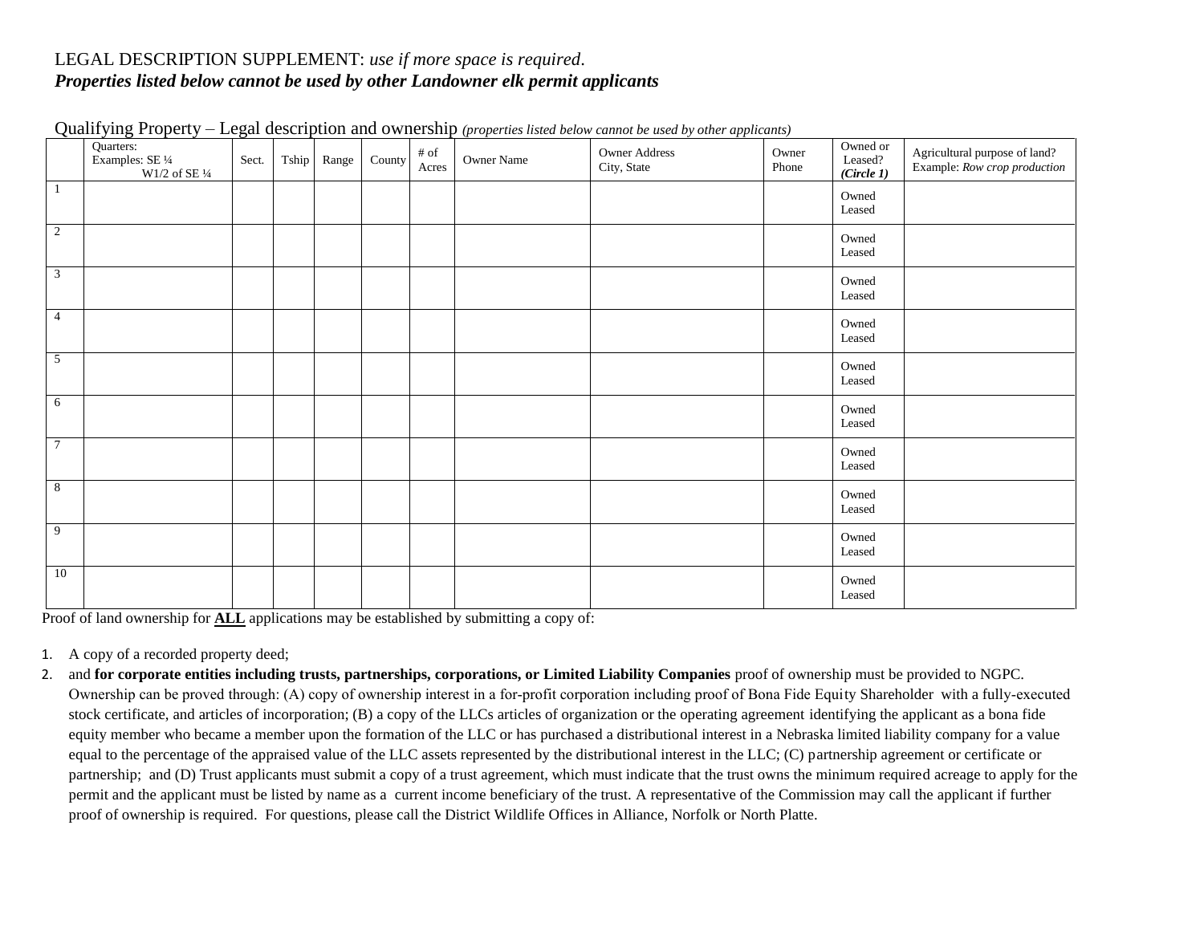LEGAL DESCRIPTION SUPPLEMENT: *use if more space is required*.
***Properties listed below cannot be used by other Landowner elk permit applicants***

Qualifying Property – Legal description and ownership *(properties listed below cannot be used by other applicants)*

| | Quarters: Examples: SE ¼ W1/2 of SE ¼ | Sect. | Tship | Range | County | # of Acres | Owner Name | Owner Address City, State | Owner Phone | Owned or Leased? ***(Circle 1)*** | Agricultural purpose of land? Example: *Row crop production* |
|---|---|---|---|---|---|---|---|---|---|---|---|
| 1 | | | | | | | | | | Owned Leased | |
| 2 | | | | | | | | | | Owned Leased | |
| 3 | | | | | | | | | | Owned Leased | |
| 4 | | | | | | | | | | Owned Leased | |
| 5 | | | | | | | | | | Owned Leased | |
| 6 | | | | | | | | | | Owned Leased | |
| 7 | | | | | | | | | | Owned Leased | |
| 8 | | | | | | | | | | Owned Leased | |
| 9 | | | | | | | | | | Owned Leased | |
| 10 | | | | | | | | | | Owned Leased | |

Proof of land ownership for **ALL** applications may be established by submitting a copy of:

1. A copy of a recorded property deed;
2. and **for corporate entities including trusts, partnerships, corporations, or Limited Liability Companies** proof of ownership must be provided to NGPC. Ownership can be proved through: (A) copy of ownership interest in a for-profit corporation including proof of Bona Fide Equity Shareholder with a fully-executed stock certificate, and articles of incorporation; (B) a copy of the LLCs articles of organization or the operating agreement identifying the applicant as a bona fide equity member who became a member upon the formation of the LLC or has purchased a distributional interest in a Nebraska limited liability company for a value equal to the percentage of the appraised value of the LLC assets represented by the distributional interest in the LLC; (C) partnership agreement or certificate or partnership; and (D) Trust applicants must submit a copy of a trust agreement, which must indicate that the trust owns the minimum required acreage to apply for the permit and the applicant must be listed by name as a current income beneficiary of the trust. A representative of the Commission may call the applicant if further proof of ownership is required. For questions, please call the District Wildlife Offices in Alliance, Norfolk or North Platte.